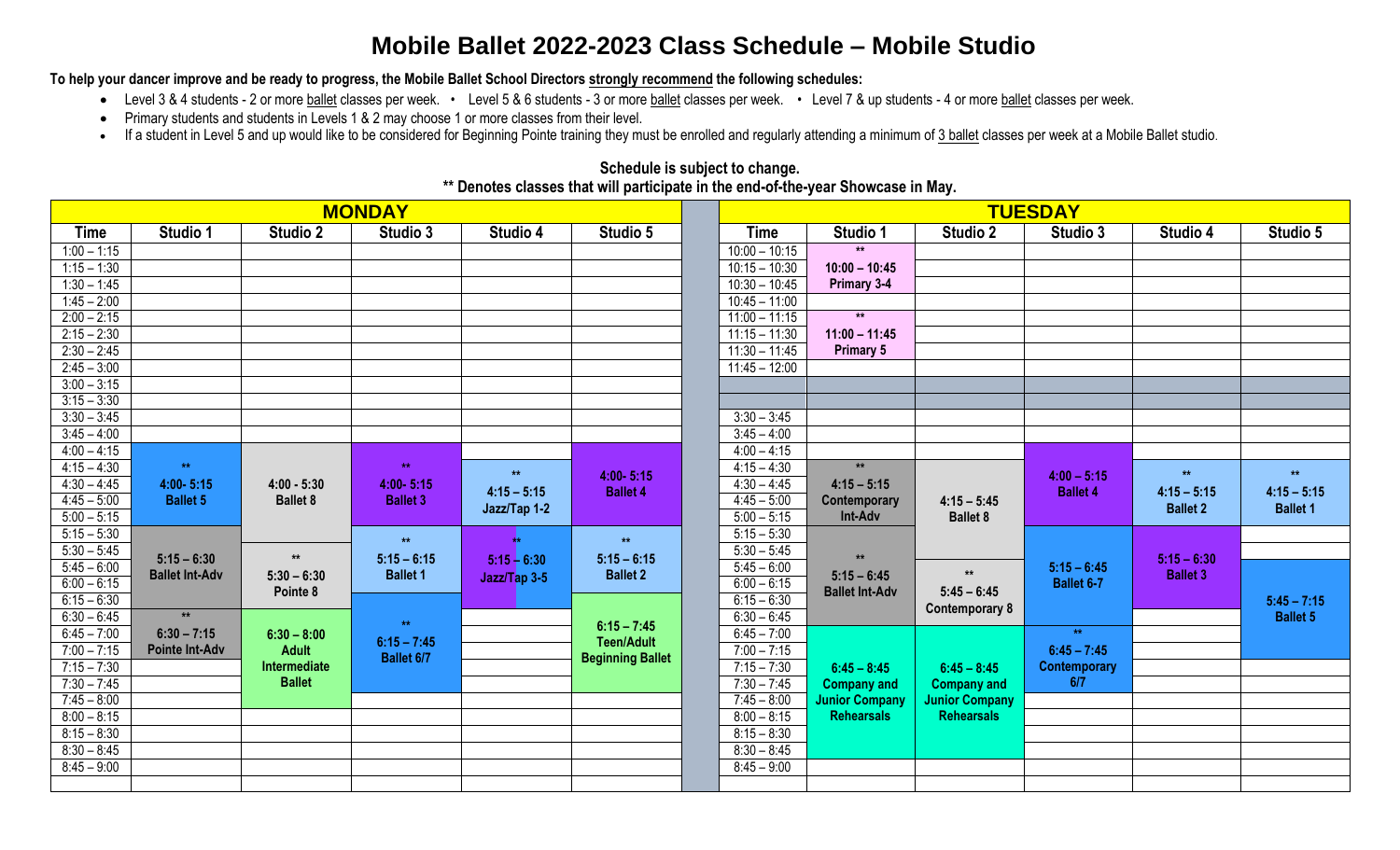# Mobile Ballet 2022-2023 Class Schedule – Mobile Studio

**To help your dancer improve and be ready to progress, the Mobile Ballet School Directors strongly recommend the following schedules:**

- Level 3 & 4 students - 2 or more ballet classes per week. • Level 5 & 6 students - 3 or more ballet classes per week. • Level 7 & up students - 4 or more ballet classes per week.
- Primary students and students in Levels 1 & 2 may choose 1 or more classes from their level.
- If a student in Level 5 and up would like to be considered for Beginning Pointe training they must be enrolled and regularly attending a minimum of 3 ballet classes per week at a Mobile Ballet studio.

**Schedule is subject to change.**

**\*\* Denotes classes that will participate in the end-of-the-year Showcase in May.**

## MONDAY

| Time | Studio 1 | Studio 2 | Studio 3 | Studio 4 | Studio 5 |
|---|---|---|---|---|---|
| 1:00 – 1:15 | | | | | |
| 1:15 – 1:30 | | | | | |
| 1:30 – 1:45 | | | | | |
| 1:45 – 2:00 | | | | | |
| 2:00 – 2:15 | | | | | |
| 2:15 – 2:30 | | | | | |
| 2:30 – 2:45 | | | | | |
| 2:45 – 3:00 | | | | | |
| 3:00 – 3:15 | | | | | |
| 3:15 – 3:30 | | | | | |
| 3:30 – 3:45 | | | | | |
| 3:45 – 4:00 | | | | | |
| 4:00 – 4:15 | ** 4:00- 5:15 Ballet 5 | 4:00 - 5:30 Ballet 8 | ** 4:00- 5:15 Ballet 3 | | 4:00- 5:15 Ballet 4 |
| 4:15 – 4:30 | | | | ** 4:15 – 5:15 Jazz/Tap 1-2 | |
| 4:30 – 4:45 | | | | | |
| 4:45 – 5:00 | | | | | |
| 5:00 – 5:15 | | | | | |
| 5:15 – 5:30 | 5:15 – 6:30 Ballet Int-Adv | | ** 5:15 – 6:15 Ballet 1 | ** 5:15 – 6:30 Jazz/Tap 3-5 | ** 5:15 – 6:15 Ballet 2 |
| 5:30 – 5:45 | | ** 5:30 – 6:30 Pointe 8 | | | |
| 5:45 – 6:00 | | | | | |
| 6:00 – 6:15 | | | | | |
| 6:15 – 6:30 | | | ** 6:15 – 7:45 Ballet 6/7 | | 6:15 – 7:45 Teen/Adult Beginning Ballet |
| 6:30 – 6:45 | ** 6:30 – 7:15 Pointe Int-Adv | 6:30 – 8:00 Adult Intermediate Ballet | | | |
| 6:45 – 7:00 | | | | | |
| 7:00 – 7:15 | | | | | |
| 7:15 – 7:30 | | | | | |
| 7:30 – 7:45 | | | | | |
| 7:45 – 8:00 | | | | | |
| 8:00 – 8:15 | | | | | |
| 8:15 – 8:30 | | | | | |
| 8:30 – 8:45 | | | | | |
| 8:45 – 9:00 | | | | | |

## TUESDAY

| Time | Studio 1 | Studio 2 | Studio 3 | Studio 4 | Studio 5 |
|---|---|---|---|---|---|
| 10:00 – 10:15 | ** 10:00 – 10:45 Primary 3-4 | | | | |
| 10:15 – 10:30 | | | | | |
| 10:30 – 10:45 | | | | | |
| 10:45 – 11:00 | | | | | |
| 11:00 – 11:15 | ** 11:00 – 11:45 Primary 5 | | | | |
| 11:15 – 11:30 | | | | | |
| 11:30 – 11:45 | | | | | |
| 11:45 – 12:00 | | | | | |
| 3:30 – 3:45 | | | | | |
| 3:45 – 4:00 | | | | | |
| 4:00 – 4:15 | | | 4:00 – 5:15 Ballet 4 | | |
| 4:15 – 4:30 | ** 4:15 – 5:15 Contemporary Int-Adv | 4:15 – 5:45 Ballet 8 | | ** 4:15 – 5:15 Ballet 2 | ** 4:15 – 5:15 Ballet 1 |
| 4:30 – 4:45 | | | | | |
| 4:45 – 5:00 | | | | | |
| 5:00 – 5:15 | | | | | |
| 5:15 – 5:30 | ** 5:15 – 6:45 Ballet Int-Adv | | 5:15 – 6:45 Ballet 6-7 | 5:15 – 6:30 Ballet 3 | |
| 5:30 – 5:45 | | | | | |
| 5:45 – 6:00 | | ** 5:45 – 6:45 Contemporary 8 | | | 5:45 – 7:15 Ballet 5 |
| 6:00 – 6:15 | | | | | |
| 6:15 – 6:30 | | | | | |
| 6:30 – 6:45 | | | | | |
| 6:45 – 7:00 | 6:45 – 8:45 Company and Junior Company Rehearsals | 6:45 – 8:45 Company and Junior Company Rehearsals | ** 6:45 – 7:45 Contemporary 6/7 | | |
| 7:00 – 7:15 | | | | | |
| 7:15 – 7:30 | | | | | |
| 7:30 – 7:45 | | | | | |
| 7:45 – 8:00 | | | | | |
| 8:00 – 8:15 | | | | | |
| 8:15 – 8:30 | | | | | |
| 8:30 – 8:45 | | | | | |
| 8:45 – 9:00 | | | | | |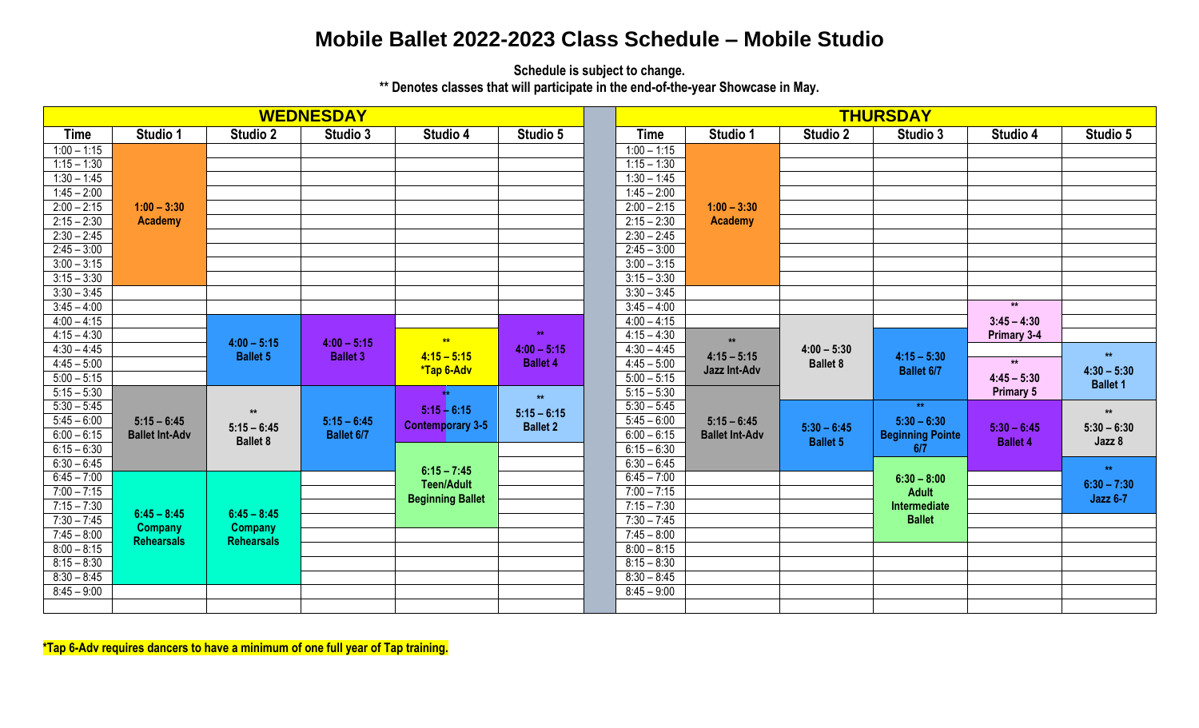# Mobile Ballet 2022-2023 Class Schedule – Mobile Studio

**Schedule is subject to change.**

**** Denotes classes that will participate in the end-of-the-year Showcase in May.**

## WEDNESDAY

| Time | Studio 1 | Studio 2 | Studio 3 | Studio 4 | Studio 5 |
|---|---|---|---|---|---|
| 1:00 – 1:15 | 1:00 – 3:30 Academy | | | | |
| 1:15 – 1:30 | | | | | |
| 1:30 – 1:45 | | | | | |
| 1:45 – 2:00 | | | | | |
| 2:00 – 2:15 | | | | | |
| 2:15 – 2:30 | | | | | |
| 2:30 – 2:45 | | | | | |
| 2:45 – 3:00 | | | | | |
| 3:00 – 3:15 | | | | | |
| 3:15 – 3:30 | | | | | |
| 3:30 – 3:45 | | | | | |
| 3:45 – 4:00 | | | | | |
| 4:00 – 4:15 | | 4:00 – 5:15 Ballet 5 | 4:00 – 5:15 Ballet 3 | | ** 4:00 – 5:15 Ballet 4 |
| 4:15 – 4:30 | | | | ** 4:15 – 5:15 *Tap 6-Adv | |
| 4:30 – 4:45 | | | | | |
| 4:45 – 5:00 | | | | | |
| 5:00 – 5:15 | | | | | |
| 5:15 – 5:30 | 5:15 – 6:45 Ballet Int-Adv | ** 5:15 – 6:45 Ballet 8 | 5:15 – 6:45 Ballet 6/7 | ** 5:15 – 6:15 Contemporary 3-5 | ** 5:15 – 6:15 Ballet 2 |
| 5:30 – 5:45 | | | | | |
| 5:45 – 6:00 | | | | | |
| 6:00 – 6:15 | | | | | |
| 6:15 – 6:30 | | | | 6:15 – 7:45 Teen/Adult Beginning Ballet | |
| 6:30 – 6:45 | | | | | |
| 6:45 – 7:00 | 6:45 – 8:45 Company Rehearsals | 6:45 – 8:45 Company Rehearsals | | | |
| 7:00 – 7:15 | | | | | |
| 7:15 – 7:30 | | | | | |
| 7:30 – 7:45 | | | | | |
| 7:45 – 8:00 | | | | | |
| 8:00 – 8:15 | | | | | |
| 8:15 – 8:30 | | | | | |
| 8:30 – 8:45 | | | | | |
| 8:45 – 9:00 | | | | | |

## THURSDAY

| Time | Studio 1 | Studio 2 | Studio 3 | Studio 4 | Studio 5 |
|---|---|---|---|---|---|
| 1:00 – 1:15 | 1:00 – 3:30 Academy | | | | |
| 1:15 – 1:30 | | | | | |
| 1:30 – 1:45 | | | | | |
| 1:45 – 2:00 | | | | | |
| 2:00 – 2:15 | | | | | |
| 2:15 – 2:30 | | | | | |
| 2:30 – 2:45 | | | | | |
| 2:45 – 3:00 | | | | | |
| 3:00 – 3:15 | | | | | |
| 3:15 – 3:30 | | | | | |
| 3:30 – 3:45 | | | | | |
| 3:45 – 4:00 | | | | ** 3:45 – 4:30 Primary 3-4 | |
| 4:00 – 4:15 | | 4:00 – 5:30 Ballet 8 | | | |
| 4:15 – 4:30 | ** 4:15 – 5:15 Jazz Int-Adv | | 4:15 – 5:30 Ballet 6/7 | | |
| 4:30 – 4:45 | | | | | ** 4:30 – 5:30 Ballet 1 |
| 4:45 – 5:00 | | | | ** 4:45 – 5:30 Primary 5 | |
| 5:00 – 5:15 | | | | | |
| 5:15 – 5:30 | 5:15 – 6:45 Ballet Int-Adv | | | | |
| 5:30 – 5:45 | | 5:30 – 6:45 Ballet 5 | ** 5:30 – 6:30 Beginning Pointe 6/7 | 5:30 – 6:45 Ballet 4 | ** 5:30 – 6:30 Jazz 8 |
| 5:45 – 6:00 | | | | | |
| 6:00 – 6:15 | | | | | |
| 6:15 – 6:30 | | | | | |
| 6:30 – 6:45 | | | 6:30 – 8:00 Adult Intermediate Ballet | | ** 6:30 – 7:30 Jazz 6-7 |
| 6:45 – 7:00 | | | | | |
| 7:00 – 7:15 | | | | | |
| 7:15 – 7:30 | | | | | |
| 7:30 – 7:45 | | | | | |
| 7:45 – 8:00 | | | | | |
| 8:00 – 8:15 | | | | | |
| 8:15 – 8:30 | | | | | |
| 8:30 – 8:45 | | | | | |
| 8:45 – 9:00 | | | | | |

***Tap 6-Adv requires dancers to have a minimum of one full year of Tap training.**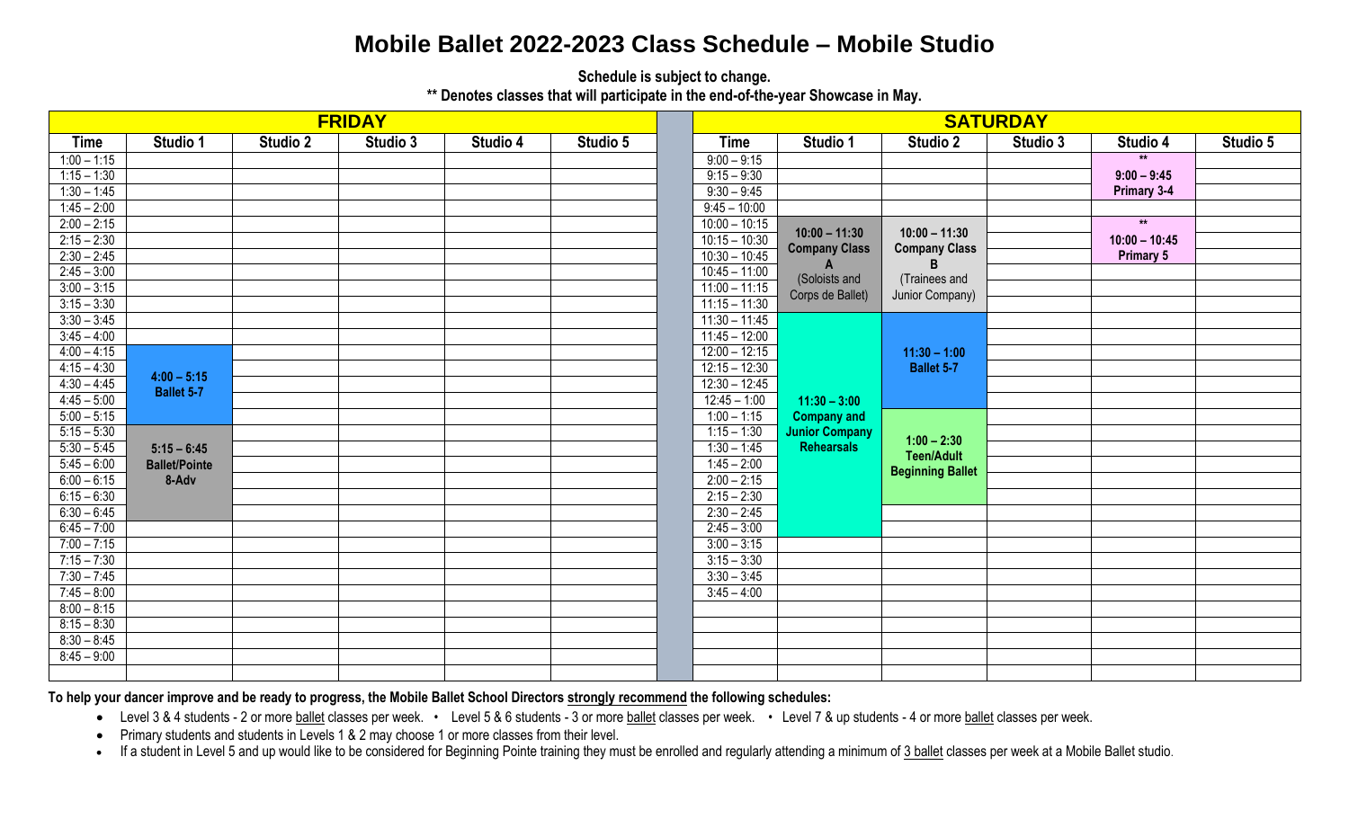# Mobile Ballet 2022-2023 Class Schedule – Mobile Studio

**Schedule is subject to change.**

**** Denotes classes that will participate in the end-of-the-year Showcase in May.**

## FRIDAY

| Time | Studio 1 | Studio 2 | Studio 3 | Studio 4 | Studio 5 |
|---|---|---|---|---|---|
| 1:00 – 1:15 | | | | | |
| 1:15 – 1:30 | | | | | |
| 1:30 – 1:45 | | | | | |
| 1:45 – 2:00 | | | | | |
| 2:00 – 2:15 | | | | | |
| 2:15 – 2:30 | | | | | |
| 2:30 – 2:45 | | | | | |
| 2:45 – 3:00 | | | | | |
| 3:00 – 3:15 | | | | | |
| 3:15 – 3:30 | | | | | |
| 3:30 – 3:45 | | | | | |
| 3:45 – 4:00 | | | | | |
| 4:00 – 4:15 | **4:00 – 5:15 Ballet 5-7** | | | | |
| 4:15 – 4:30 | | | | | |
| 4:30 – 4:45 | | | | | |
| 4:45 – 5:00 | | | | | |
| 5:00 – 5:15 | | | | | |
| 5:15 – 5:30 | **5:15 – 6:45 Ballet/Pointe 8-Adv** | | | | |
| 5:30 – 5:45 | | | | | |
| 5:45 – 6:00 | | | | | |
| 6:00 – 6:15 | | | | | |
| 6:15 – 6:30 | | | | | |
| 6:30 – 6:45 | | | | | |
| 6:45 – 7:00 | | | | | |
| 7:00 – 7:15 | | | | | |
| 7:15 – 7:30 | | | | | |
| 7:30 – 7:45 | | | | | |
| 7:45 – 8:00 | | | | | |
| 8:00 – 8:15 | | | | | |
| 8:15 – 8:30 | | | | | |
| 8:30 – 8:45 | | | | | |
| 8:45 – 9:00 | | | | | |

## SATURDAY

| Time | Studio 1 | Studio 2 | Studio 3 | Studio 4 | Studio 5 |
|---|---|---|---|---|---|
| 9:00 – 9:15 | | | | ** **9:00 – 9:45 Primary 3-4** | |
| 9:15 – 9:30 | | | | | |
| 9:30 – 9:45 | | | | | |
| 9:45 – 10:00 | | | | | |
| 10:00 – 10:15 | **10:00 – 11:30 Company Class A** (Soloists and Corps de Ballet) | **10:00 – 11:30 Company Class B** (Trainees and Junior Company) | | ** **10:00 – 10:45 Primary 5** | |
| 10:15 – 10:30 | | | | | |
| 10:30 – 10:45 | | | | | |
| 10:45 – 11:00 | | | | | |
| 11:00 – 11:15 | | | | | |
| 11:15 – 11:30 | | | | | |
| 11:30 – 11:45 | **11:30 – 3:00 Company and Junior Company Rehearsals** | **11:30 – 1:00 Ballet 5-7** | | | |
| 11:45 – 12:00 | | | | | |
| 12:00 – 12:15 | | | | | |
| 12:15 – 12:30 | | | | | |
| 12:30 – 12:45 | | | | | |
| 12:45 – 1:00 | | | | | |
| 1:00 – 1:15 | | **1:00 – 2:30 Teen/Adult Beginning Ballet** | | | |
| 1:15 – 1:30 | | | | | |
| 1:30 – 1:45 | | | | | |
| 1:45 – 2:00 | | | | | |
| 2:00 – 2:15 | | | | | |
| 2:15 – 2:30 | | | | | |
| 2:30 – 2:45 | | | | | |
| 2:45 – 3:00 | | | | | |
| 3:00 – 3:15 | | | | | |
| 3:15 – 3:30 | | | | | |
| 3:30 – 3:45 | | | | | |
| 3:45 – 4:00 | | | | | |

**To help your dancer improve and be ready to progress, the Mobile Ballet School Directors strongly recommend the following schedules:**

- Level 3 & 4 students - 2 or more ballet classes per week. • Level 5 & 6 students - 3 or more ballet classes per week. • Level 7 & up students - 4 or more ballet classes per week.
- Primary students and students in Levels 1 & 2 may choose 1 or more classes from their level.
- If a student in Level 5 and up would like to be considered for Beginning Pointe training they must be enrolled and regularly attending a minimum of 3 ballet classes per week at a Mobile Ballet studio.